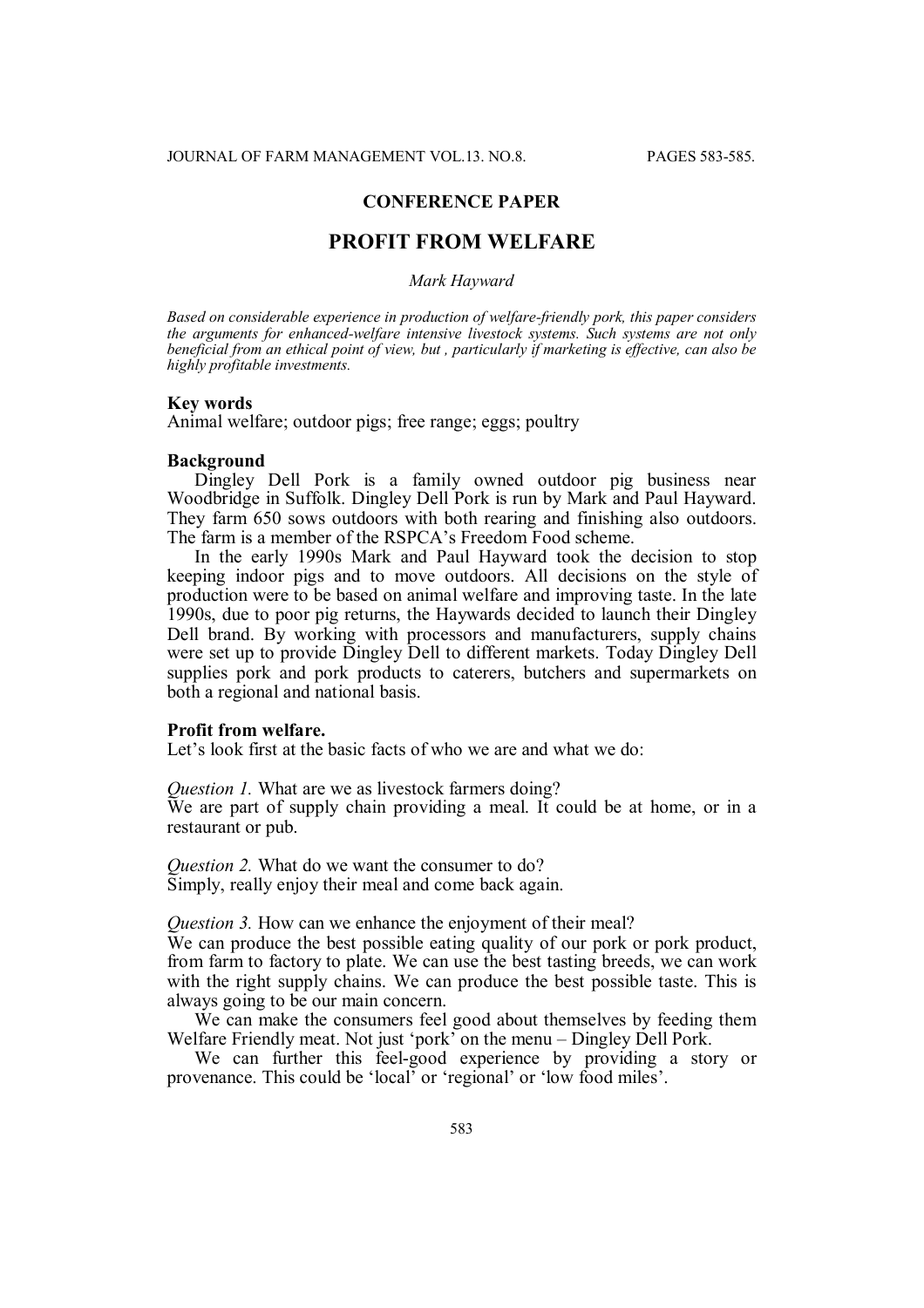**CONFERENCE PAPER**

# PROFIT FROM WELFARE

*Mark Hayward*

*Based on considerable experience in production of welfare-friendly pork, this paper considers the arguments for enhanced-welfare intensive livestock systems. Such systems are not only beneficial from an ethical point of view, but , particularly if marketing is effective, can also be highly profitable investments.*

## Key words

Animal welfare; outdoor pigs; free range; eggs; poultry

## Background

Dingley Dell Pork is a family owned outdoor pig business near Woodbridge in Suffolk. Dingley Dell Pork is run by Mark and Paul Hayward. They farm 650 sows outdoors with both rearing and finishing also outdoors. The farm is a member of the RSPCA's Freedom Food scheme.

In the early 1990s Mark and Paul Hayward took the decision to stop keeping indoor pigs and to move outdoors. All decisions on the style of production were to be based on animal welfare and improving taste. In the late 1990s, due to poor pig returns, the Haywards decided to launch their Dingley Dell brand. By working with processors and manufacturers, supply chains were set up to provide Dingley Dell to different markets. Today Dingley Dell supplies pork and pork products to caterers, butchers and supermarkets on both a regional and national basis.

## Profit from welfare.

Let's look first at the basic facts of who we are and what we do:

*Question 1.* What are we as livestock farmers doing?
We are part of supply chain providing a meal. It could be at home, or in a restaurant or pub.

*Question 2.* What do we want the consumer to do?
Simply, really enjoy their meal and come back again.

*Question 3.* How can we enhance the enjoyment of their meal?
We can produce the best possible eating quality of our pork or pork product, from farm to factory to plate. We can use the best tasting breeds, we can work with the right supply chains. We can produce the best possible taste. This is always going to be our main concern.

We can make the consumers feel good about themselves by feeding them Welfare Friendly meat. Not just 'pork' on the menu – Dingley Dell Pork.

We can further this feel-good experience by providing a story or provenance. This could be 'local' or 'regional' or 'low food miles'.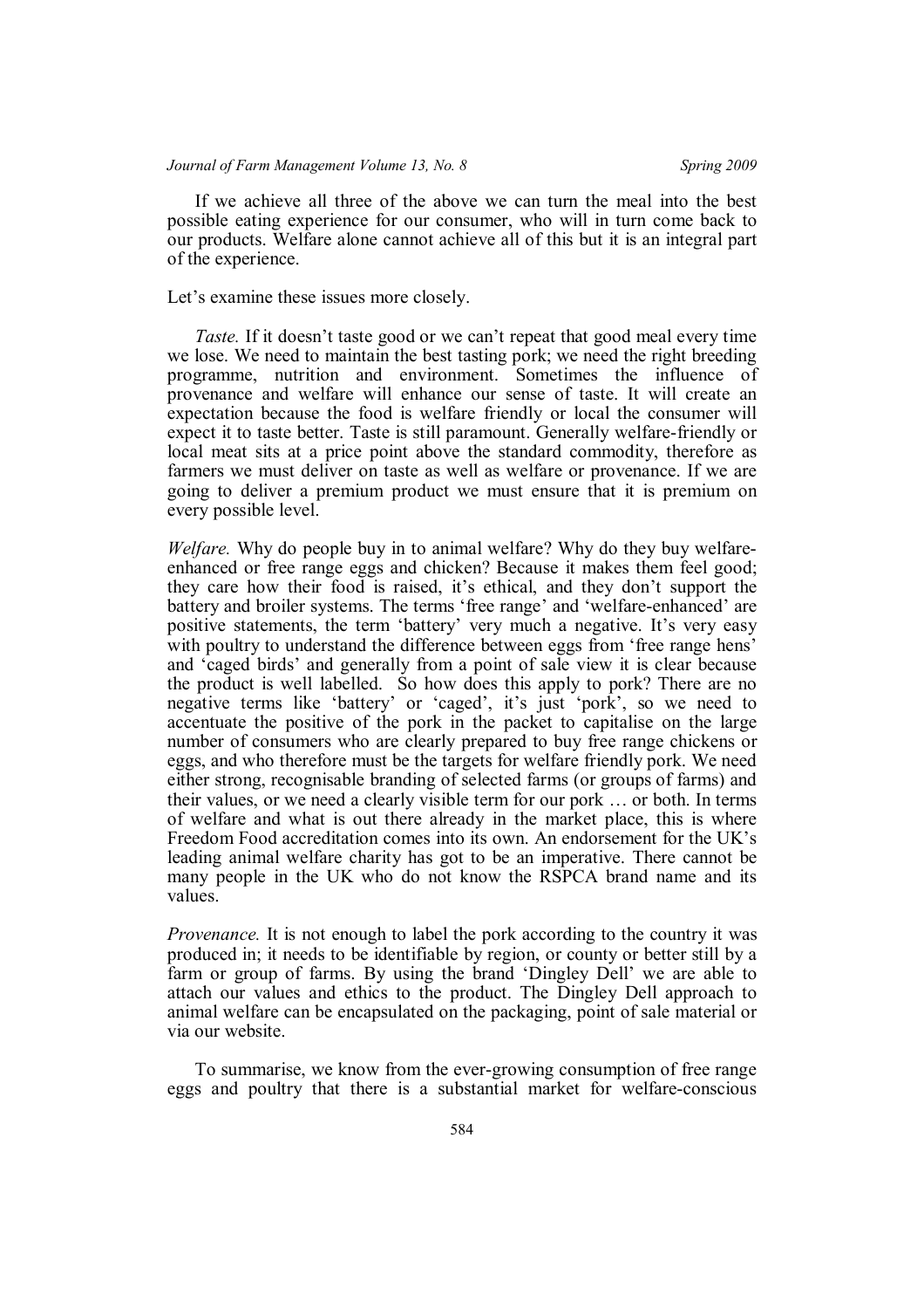If we achieve all three of the above we can turn the meal into the best possible eating experience for our consumer, who will in turn come back to our products. Welfare alone cannot achieve all of this but it is an integral part of the experience.

Let's examine these issues more closely.

*Taste.* If it doesn't taste good or we can't repeat that good meal every time we lose. We need to maintain the best tasting pork; we need the right breeding programme, nutrition and environment. Sometimes the influence of provenance and welfare will enhance our sense of taste. It will create an expectation because the food is welfare friendly or local the consumer will expect it to taste better. Taste is still paramount. Generally welfare-friendly or local meat sits at a price point above the standard commodity, therefore as farmers we must deliver on taste as well as welfare or provenance. If we are going to deliver a premium product we must ensure that it is premium on every possible level.

*Welfare.* Why do people buy in to animal welfare? Why do they buy welfare-enhanced or free range eggs and chicken? Because it makes them feel good; they care how their food is raised, it's ethical, and they don't support the battery and broiler systems. The terms 'free range' and 'welfare-enhanced' are positive statements, the term 'battery' very much a negative. It's very easy with poultry to understand the difference between eggs from 'free range hens' and 'caged birds' and generally from a point of sale view it is clear because the product is well labelled. So how does this apply to pork? There are no negative terms like 'battery' or 'caged', it's just 'pork', so we need to accentuate the positive of the pork in the packet to capitalise on the large number of consumers who are clearly prepared to buy free range chickens or eggs, and who therefore must be the targets for welfare friendly pork. We need either strong, recognisable branding of selected farms (or groups of farms) and their values, or we need a clearly visible term for our pork … or both. In terms of welfare and what is out there already in the market place, this is where Freedom Food accreditation comes into its own. An endorsement for the UK's leading animal welfare charity has got to be an imperative. There cannot be many people in the UK who do not know the RSPCA brand name and its values.

*Provenance.* It is not enough to label the pork according to the country it was produced in; it needs to be identifiable by region, or county or better still by a farm or group of farms. By using the brand 'Dingley Dell' we are able to attach our values and ethics to the product. The Dingley Dell approach to animal welfare can be encapsulated on the packaging, point of sale material or via our website.

To summarise, we know from the ever-growing consumption of free range eggs and poultry that there is a substantial market for welfare-conscious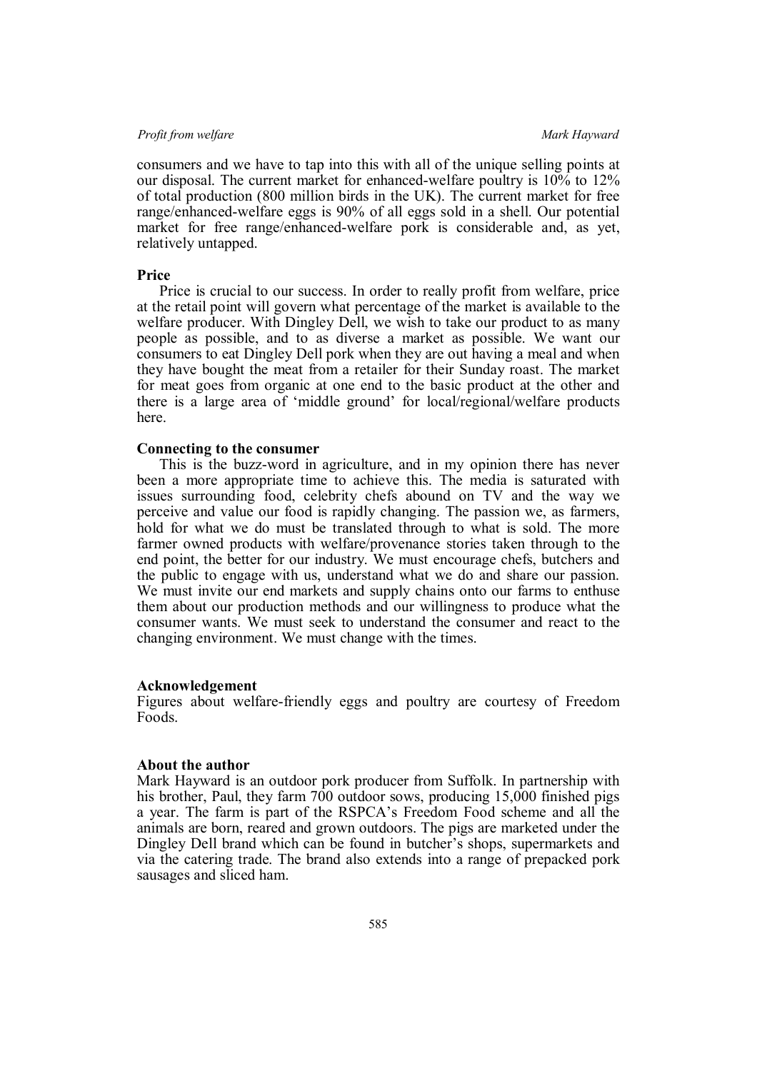consumers and we have to tap into this with all of the unique selling points at our disposal. The current market for enhanced-welfare poultry is 10% to 12% of total production (800 million birds in the UK). The current market for free range/enhanced-welfare eggs is 90% of all eggs sold in a shell. Our potential market for free range/enhanced-welfare pork is considerable and, as yet, relatively untapped.

**Price**

Price is crucial to our success. In order to really profit from welfare, price at the retail point will govern what percentage of the market is available to the welfare producer. With Dingley Dell, we wish to take our product to as many people as possible, and to as diverse a market as possible. We want our consumers to eat Dingley Dell pork when they are out having a meal and when they have bought the meat from a retailer for their Sunday roast. The market for meat goes from organic at one end to the basic product at the other and there is a large area of 'middle ground' for local/regional/welfare products here.

**Connecting to the consumer**

This is the buzz-word in agriculture, and in my opinion there has never been a more appropriate time to achieve this. The media is saturated with issues surrounding food, celebrity chefs abound on TV and the way we perceive and value our food is rapidly changing. The passion we, as farmers, hold for what we do must be translated through to what is sold. The more farmer owned products with welfare/provenance stories taken through to the end point, the better for our industry. We must encourage chefs, butchers and the public to engage with us, understand what we do and share our passion. We must invite our end markets and supply chains onto our farms to enthuse them about our production methods and our willingness to produce what the consumer wants. We must seek to understand the consumer and react to the changing environment. We must change with the times.

**Acknowledgement**

Figures about welfare-friendly eggs and poultry are courtesy of Freedom Foods.

**About the author**

Mark Hayward is an outdoor pork producer from Suffolk. In partnership with his brother, Paul, they farm 700 outdoor sows, producing 15,000 finished pigs a year. The farm is part of the RSPCA's Freedom Food scheme and all the animals are born, reared and grown outdoors. The pigs are marketed under the Dingley Dell brand which can be found in butcher's shops, supermarkets and via the catering trade. The brand also extends into a range of prepacked pork sausages and sliced ham.